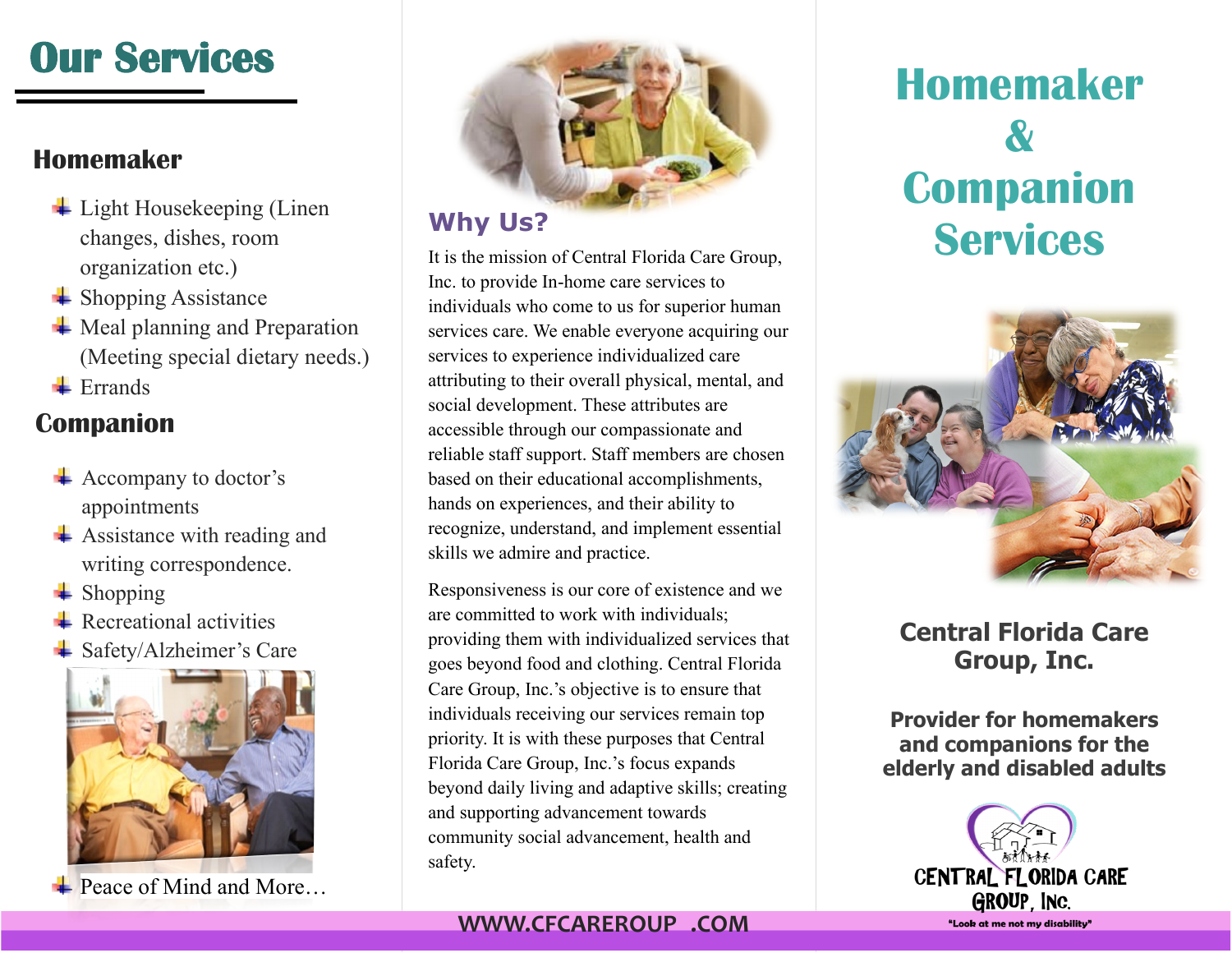# Our Services

## Homemaker

- Light Housekeeping (Linen changes, dishes, room organization etc.)
- Shopping Assistance
- Meal planning and Preparation (Meeting special dietary needs.)
- Errands

## Companion

- Accompany to doctor's appointments
- Assistance with reading and writing correspondence.
- Shopping
- Recreational activities
- Safety/Alzheimer's Care
- Peace of Mind and More…

## Why Us?

It is the mission of Central Florida Care Group, Inc. to provide In-home care services to individuals who come to us for superior human services care. We enable everyone acquiring our services to experience individualized care attributing to their overall physical, mental, and social development. These attributes are accessible through our compassionate and reliable staff support. Staff members are chosen based on their educational accomplishments, hands on experiences, and their ability to recognize, understand, and implement essential skills we admire and practice.

Responsiveness is our core of existence and we are committed to work with individuals; providing them with individualized services that goes beyond food and clothing. Central Florida Care Group, Inc.'s objective is to ensure that individuals receiving our services remain top priority. It is with these purposes that Central Florida Care Group, Inc.'s focus expands beyond daily living and adaptive skills; creating and supporting advancement towards community social advancement, health and safety.

WWW.CFCAREROUP .COM

# Homemaker & Companion Services

**Central Florida Care Group, Inc.**

**Provider for homemakers and companions for the elderly and disabled adults**

CENTRAL FLORIDA CARE GROUP, INC.

"Look at me not my disability"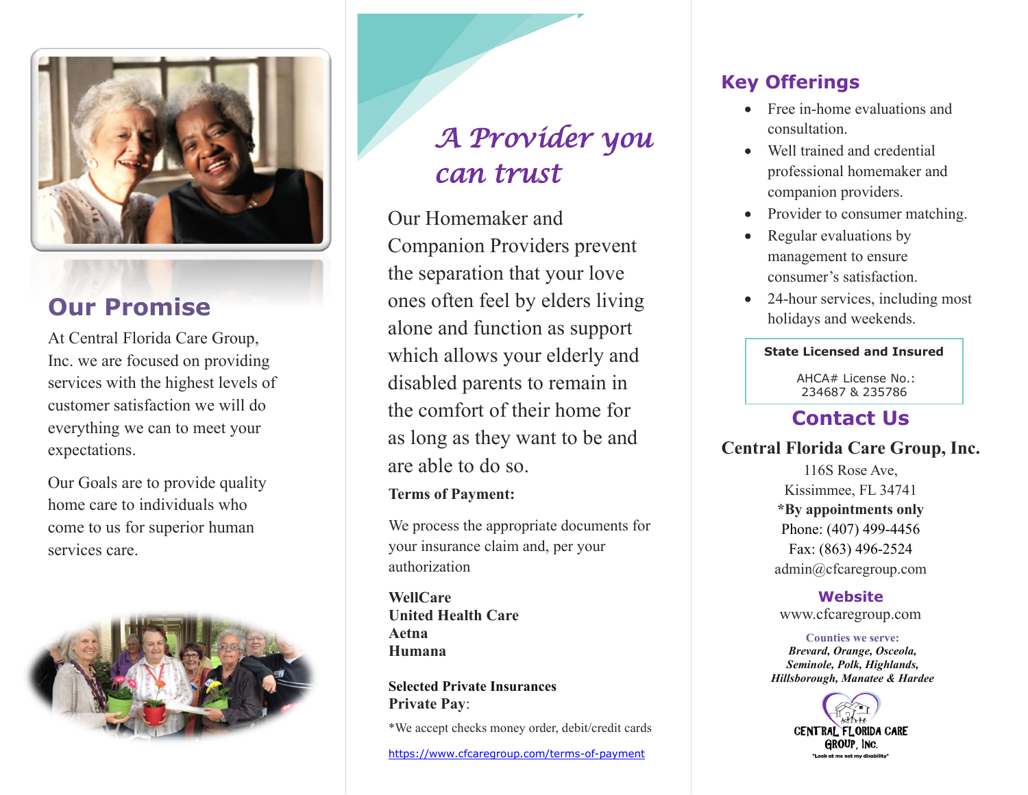## Our Promise

At Central Florida Care Group, Inc. we are focused on providing services with the highest levels of customer satisfaction we will do everything we can to meet your expectations.

Our Goals are to provide quality home care to individuals who come to us for superior human services care.

## *A Provider you can trust*

Our Homemaker and Companion Providers prevent the separation that your love ones often feel by elders living alone and function as support which allows your elderly and disabled parents to remain in the comfort of their home for as long as they want to be and are able to do so.

**Terms of Payment:**

We process the appropriate documents for your insurance claim and, per your authorization

**WellCare**
**United Health Care**
**Aetna**
**Humana**

**Selected Private Insurances**
**Private Pay**:

*We accept checks money order, debit/credit cards

https://www.cfcaregroup.com/terms-of-payment

## Key Offerings

- Free in-home evaluations and consultation.
- Well trained and credential professional homemaker and companion providers.
- Provider to consumer matching.
- Regular evaluations by management to ensure consumer's satisfaction.
- 24-hour services, including most holidays and weekends.

**State Licensed and Insured**

AHCA# License No.: 234687 & 235786

## Contact Us

**Central Florida Care Group, Inc.**

116S Rose Ave,
Kissimmee, FL 34741
***By appointment only**
Phone: (407) 499-4456
Fax: (863) 496-2524
admin@cfcaregroup.com

**Website**

www.cfcaregroup.com

**Counties we serve:**

***Brevard, Orange, Osceola, Seminole, Polk, Highlands, Hillsborough, Manatee & Hardee***

CENTRAL FLORIDA CARE GROUP, INC.
"Look at me not my disability"